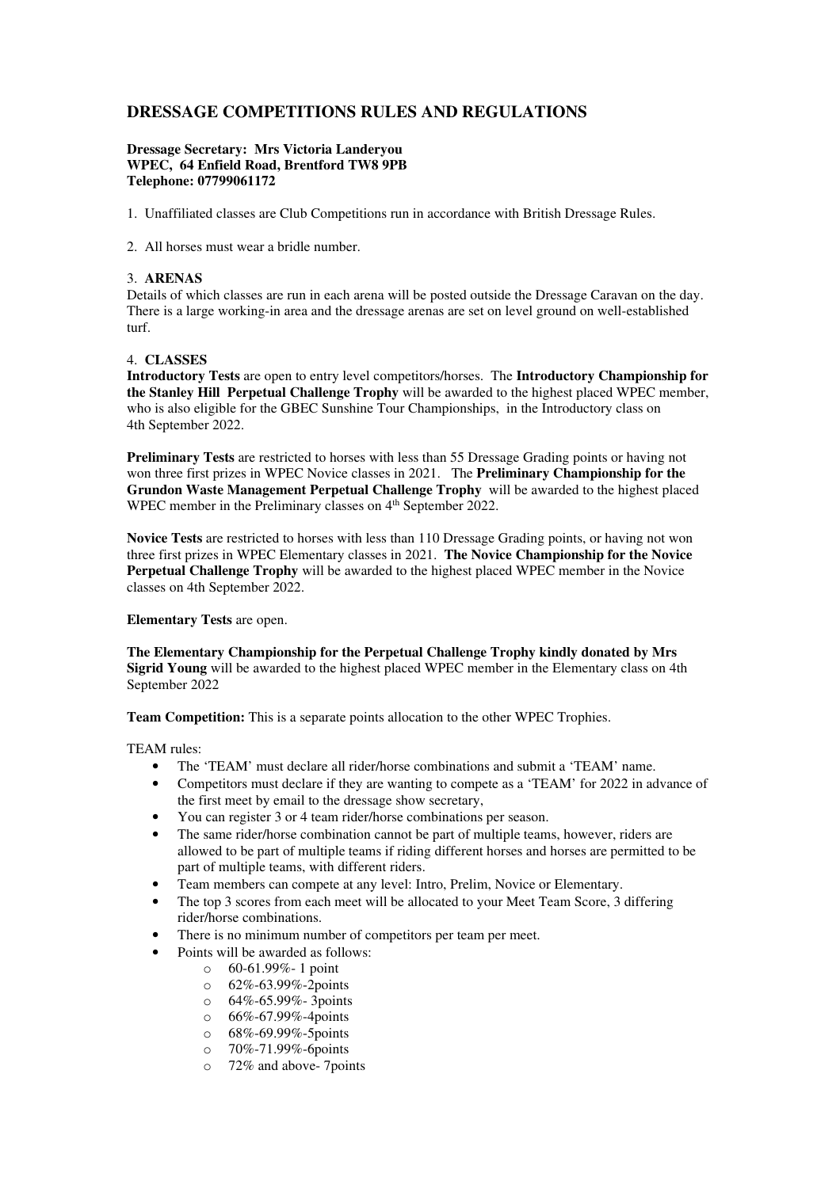## DRESSAGE COMPETITIONS RULES AND REGULATIONS

**Dressage Secretary: Mrs Victoria Landeryou**
**WPEC, 64 Enfield Road, Brentford TW8 9PB**
**Telephone: 07799061172**

1. Unaffiliated classes are Club Competitions run in accordance with British Dressage Rules.

2. All horses must wear a bridle number.

3. **ARENAS**
Details of which classes are run in each arena will be posted outside the Dressage Caravan on the day. There is a large working-in area and the dressage arenas are set on level ground on well-established turf.

4. **CLASSES**
**Introductory Tests** are open to entry level competitors/horses. The **Introductory Championship for the Stanley Hill Perpetual Challenge Trophy** will be awarded to the highest placed WPEC member, who is also eligible for the GBEC Sunshine Tour Championships, in the Introductory class on 4th September 2022.

**Preliminary Tests** are restricted to horses with less than 55 Dressage Grading points or having not won three first prizes in WPEC Novice classes in 2021. The **Preliminary Championship for the Grundon Waste Management Perpetual Challenge Trophy** will be awarded to the highest placed WPEC member in the Preliminary classes on 4th September 2022.

**Novice Tests** are restricted to horses with less than 110 Dressage Grading points, or having not won three first prizes in WPEC Elementary classes in 2021. **The Novice Championship for the Novice Perpetual Challenge Trophy** will be awarded to the highest placed WPEC member in the Novice classes on 4th September 2022.

**Elementary Tests** are open.

**The Elementary Championship for the Perpetual Challenge Trophy kindly donated by Mrs Sigrid Young** will be awarded to the highest placed WPEC member in the Elementary class on 4th September 2022

**Team Competition:** This is a separate points allocation to the other WPEC Trophies.

TEAM rules:

- The 'TEAM' must declare all rider/horse combinations and submit a 'TEAM' name.
- Competitors must declare if they are wanting to compete as a 'TEAM' for 2022 in advance of the first meet by email to the dressage show secretary,
- You can register 3 or 4 team rider/horse combinations per season.
- The same rider/horse combination cannot be part of multiple teams, however, riders are allowed to be part of multiple teams if riding different horses and horses are permitted to be part of multiple teams, with different riders.
- Team members can compete at any level: Intro, Prelim, Novice or Elementary.
- The top 3 scores from each meet will be allocated to your Meet Team Score, 3 differing rider/horse combinations.
- There is no minimum number of competitors per team per meet.
- Points will be awarded as follows:
  - 60-61.99%- 1 point
  - 62%-63.99%-2points
  - 64%-65.99%- 3points
  - 66%-67.99%-4points
  - 68%-69.99%-5points
  - 70%-71.99%-6points
  - 72% and above- 7points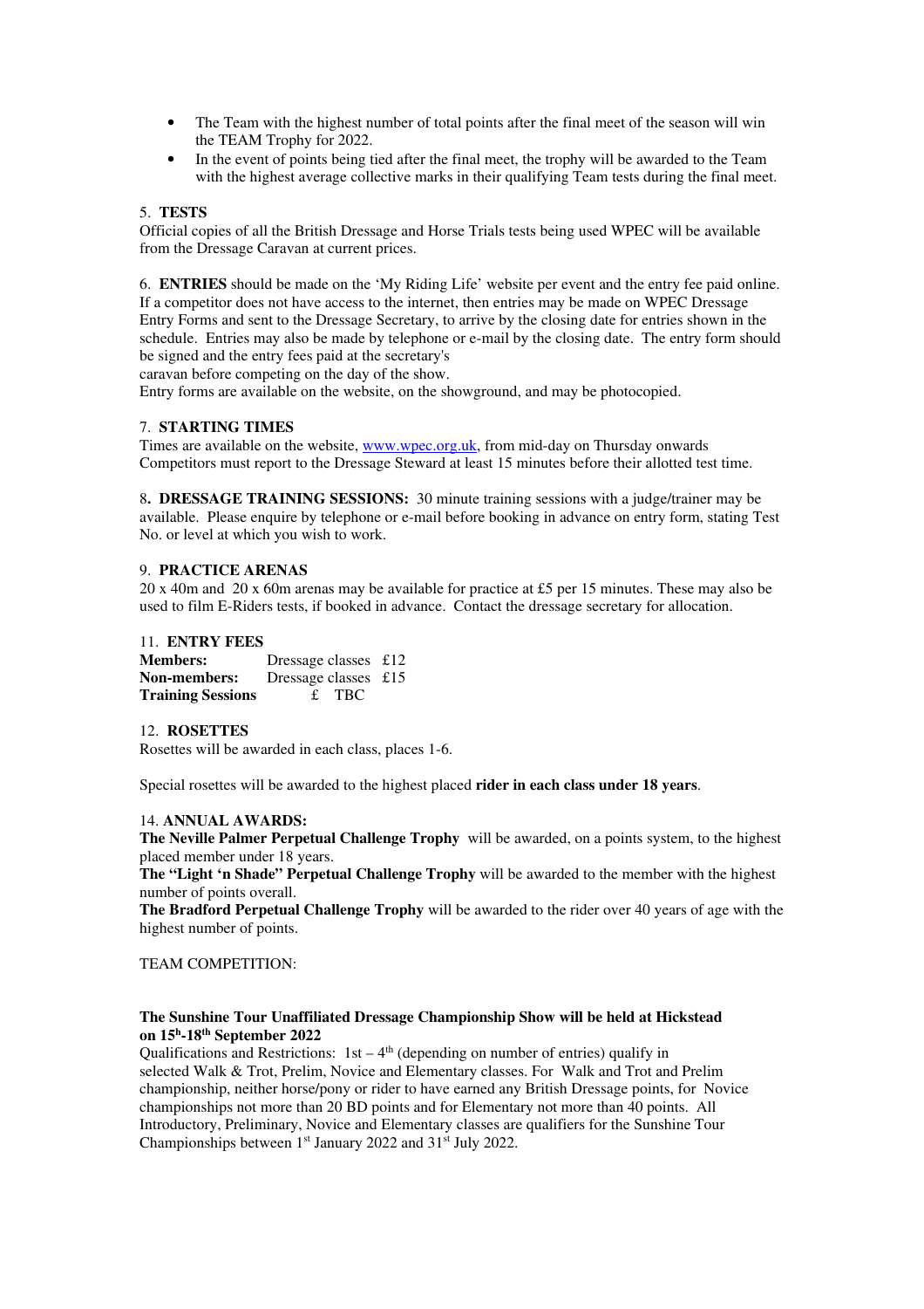- The Team with the highest number of total points after the final meet of the season will win the TEAM Trophy for 2022.
- In the event of points being tied after the final meet, the trophy will be awarded to the Team with the highest average collective marks in their qualifying Team tests during the final meet.

5. **TESTS**
Official copies of all the British Dressage and Horse Trials tests being used WPEC will be available from the Dressage Caravan at current prices.

6. **ENTRIES** should be made on the 'My Riding Life' website per event and the entry fee paid online. If a competitor does not have access to the internet, then entries may be made on WPEC Dressage Entry Forms and sent to the Dressage Secretary, to arrive by the closing date for entries shown in the schedule. Entries may also be made by telephone or e-mail by the closing date. The entry form should be signed and the entry fees paid at the secretary's
caravan before competing on the day of the show.
Entry forms are available on the website, on the showground, and may be photocopied.

7. **STARTING TIMES**
Times are available on the website, www.wpec.org.uk, from mid-day on Thursday onwards
Competitors must report to the Dressage Steward at least 15 minutes before their allotted test time.

8**. DRESSAGE TRAINING SESSIONS:** 30 minute training sessions with a judge/trainer may be available. Please enquire by telephone or e-mail before booking in advance on entry form, stating Test No. or level at which you wish to work.

9. **PRACTICE ARENAS**
20 x 40m and 20 x 60m arenas may be available for practice at £5 per 15 minutes. These may also be used to film E-Riders tests, if booked in advance. Contact the dressage secretary for allocation.

11. **ENTRY FEES**

| | | |
|---|---|---|
| **Members:** | Dressage classes | £12 |
| **Non-members:** | Dressage classes | £15 |
| **Training Sessions** | | £ TBC |

12. **ROSETTES**
Rosettes will be awarded in each class, places 1-6.

Special rosettes will be awarded to the highest placed **rider in each class under 18 years**.

14. **ANNUAL AWARDS:**
**The Neville Palmer Perpetual Challenge Trophy** will be awarded, on a points system, to the highest placed member under 18 years.
**The "Light 'n Shade" Perpetual Challenge Trophy** will be awarded to the member with the highest number of points overall.
**The Bradford Perpetual Challenge Trophy** will be awarded to the rider over 40 years of age with the highest number of points.

TEAM COMPETITION:

**The Sunshine Tour Unaffiliated Dressage Championship Show will be held at Hickstead on 15h-18th September 2022**
Qualifications and Restrictions: 1st – 4th (depending on number of entries) qualify in selected Walk & Trot, Prelim, Novice and Elementary classes. For Walk and Trot and Prelim championship, neither horse/pony or rider to have earned any British Dressage points, for Novice championships not more than 20 BD points and for Elementary not more than 40 points. All Introductory, Preliminary, Novice and Elementary classes are qualifiers for the Sunshine Tour Championships between 1st January 2022 and 31st July 2022.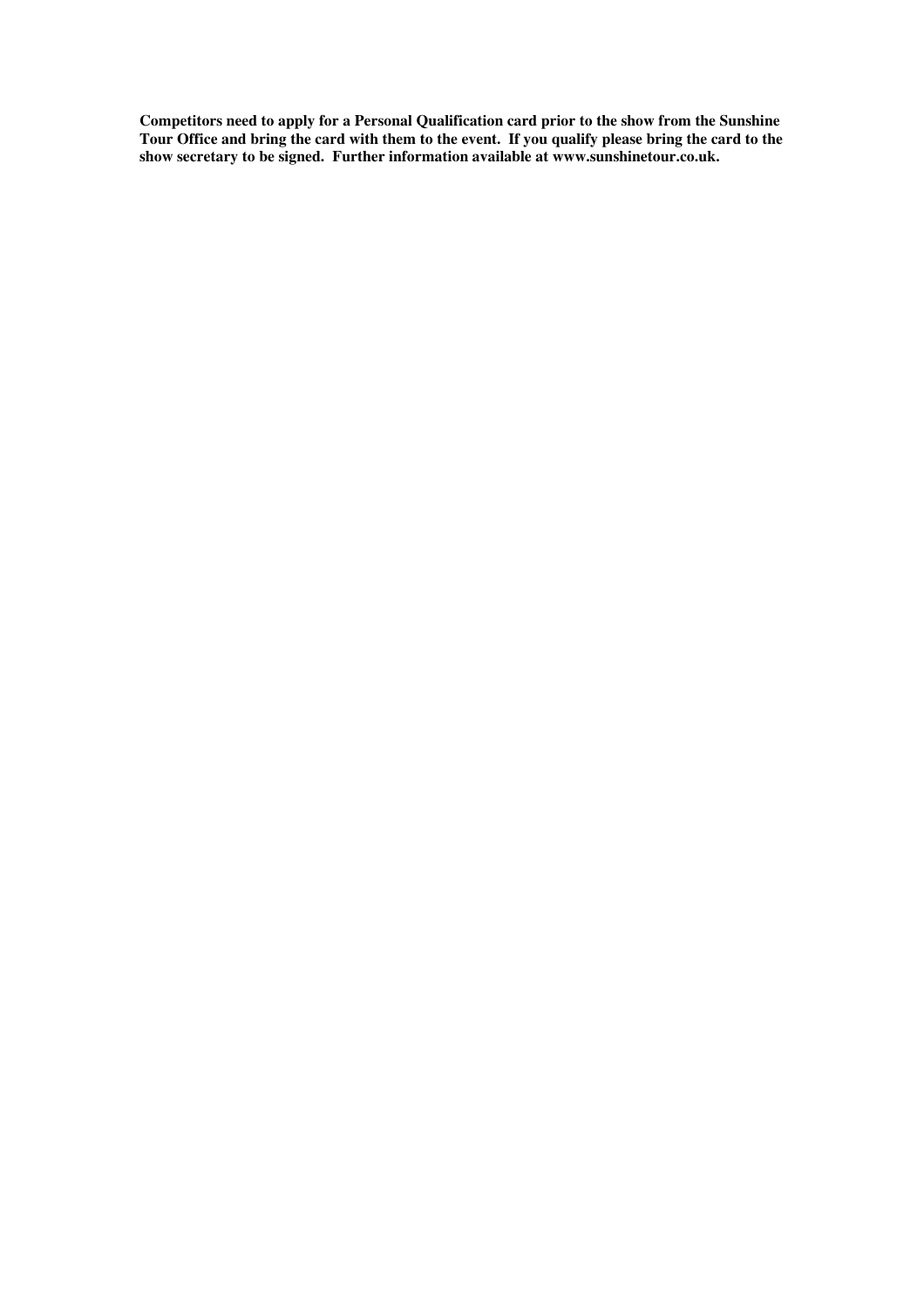**Competitors need to apply for a Personal Qualification card prior to the show from the Sunshine Tour Office and bring the card with them to the event. If you qualify please bring the card to the show secretary to be signed. Further information available at www.sunshinetour.co.uk.**